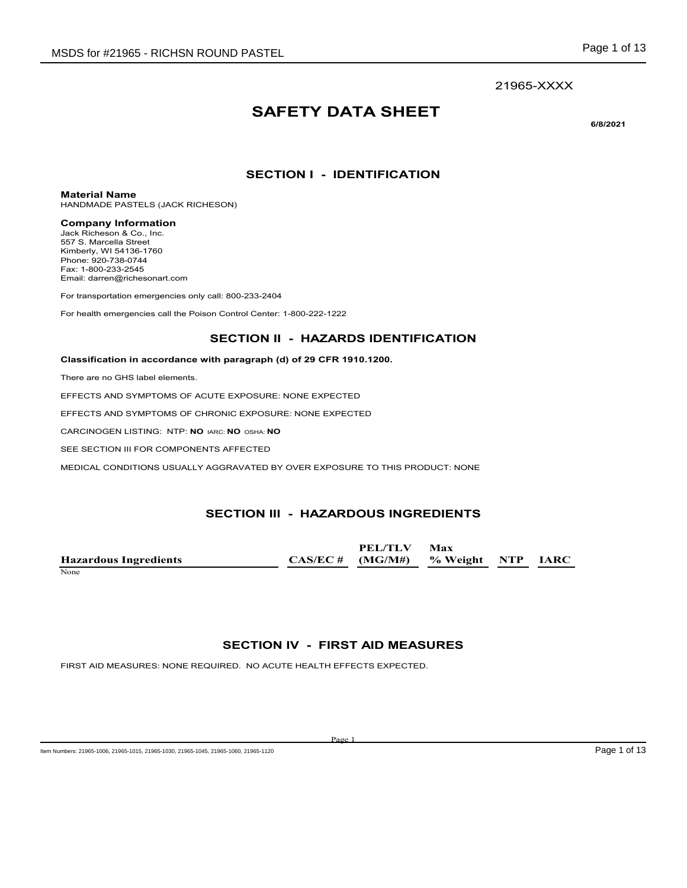21965-XXXX

# SAFETY DATA SHEET

**6/8/2021**

## SECTION I - IDENTIFICATION

**Material Name**
HANDMADE PASTELS (JACK RICHESON)

**Company Information**
Jack Richeson & Co., Inc.
557 S. Marcella Street
Kimberly, WI 54136-1760
Phone: 920-738-0744
Fax: 1-800-233-2545
Email: darren@richesonart.com

For transportation emergencies only call: 800-233-2404

For health emergencies call the Poison Control Center: 1-800-222-1222

## SECTION II - HAZARDS IDENTIFICATION

**Classification in accordance with paragraph (d) of 29 CFR 1910.1200.**

There are no GHS label elements.

EFFECTS AND SYMPTOMS OF ACUTE EXPOSURE: NONE EXPECTED

EFFECTS AND SYMPTOMS OF CHRONIC EXPOSURE: NONE EXPECTED

CARCINOGEN LISTING: NTP: **NO** IARC: **NO** OSHA: **NO**

SEE SECTION III FOR COMPONENTS AFFECTED

MEDICAL CONDITIONS USUALLY AGGRAVATED BY OVER EXPOSURE TO THIS PRODUCT: NONE

## SECTION III - HAZARDOUS INGREDIENTS

| Hazardous Ingredients | CAS/EC # | PEL/TLV (MG/M#) | Max % Weight | NTP | IARC |
|---|---|---|---|---|---|
| None | | | | | |

## SECTION IV - FIRST AID MEASURES

FIRST AID MEASURES: NONE REQUIRED. NO ACUTE HEALTH EFFECTS EXPECTED.

Item Numbers: 21965-1006, 21965-1015, 21965-1030, 21965-1045, 21965-1060, 21965-1120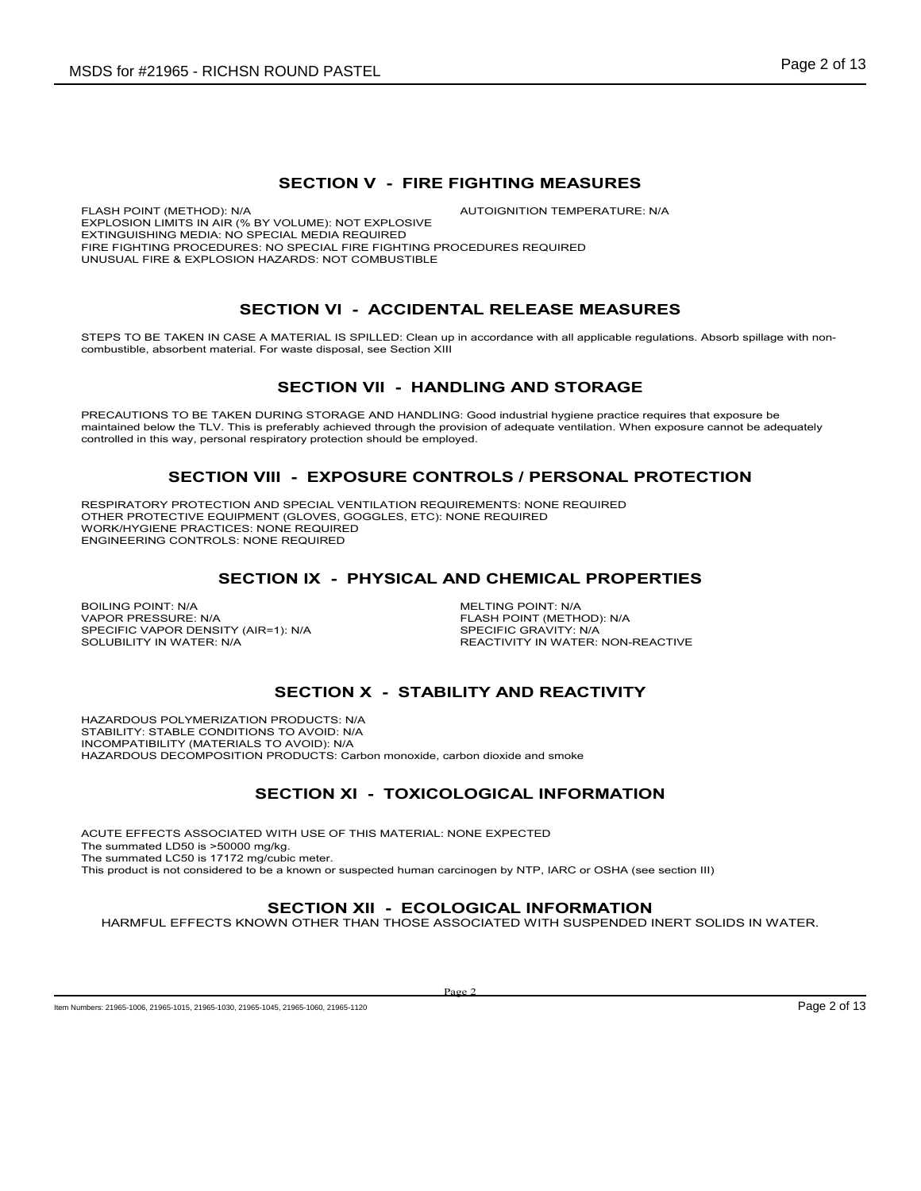## SECTION V - FIRE FIGHTING MEASURES

FLASH POINT (METHOD): N/A

AUTOIGNITION TEMPERATURE: N/A

EXPLOSION LIMITS IN AIR (% BY VOLUME): NOT EXPLOSIVE

EXTINGUISHING MEDIA: NO SPECIAL MEDIA REQUIRED

FIRE FIGHTING PROCEDURES: NO SPECIAL FIRE FIGHTING PROCEDURES REQUIRED

UNUSUAL FIRE & EXPLOSION HAZARDS: NOT COMBUSTIBLE

## SECTION VI - ACCIDENTAL RELEASE MEASURES

STEPS TO BE TAKEN IN CASE A MATERIAL IS SPILLED: Clean up in accordance with all applicable regulations. Absorb spillage with non-combustible, absorbent material. For waste disposal, see Section XIII

## SECTION VII - HANDLING AND STORAGE

PRECAUTIONS TO BE TAKEN DURING STORAGE AND HANDLING: Good industrial hygiene practice requires that exposure be maintained below the TLV. This is preferably achieved through the provision of adequate ventilation. When exposure cannot be adequately controlled in this way, personal respiratory protection should be employed.

## SECTION VIII - EXPOSURE CONTROLS / PERSONAL PROTECTION

RESPIRATORY PROTECTION AND SPECIAL VENTILATION REQUIREMENTS: NONE REQUIRED

OTHER PROTECTIVE EQUIPMENT (GLOVES, GOGGLES, ETC): NONE REQUIRED

WORK/HYGIENE PRACTICES: NONE REQUIRED

ENGINEERING CONTROLS: NONE REQUIRED

## SECTION IX - PHYSICAL AND CHEMICAL PROPERTIES

BOILING POINT: N/A

VAPOR PRESSURE: N/A

SPECIFIC VAPOR DENSITY (AIR=1): N/A

SOLUBILITY IN WATER: N/A

MELTING POINT: N/A

FLASH POINT (METHOD): N/A

SPECIFIC GRAVITY: N/A

REACTIVITY IN WATER: NON-REACTIVE

## SECTION X - STABILITY AND REACTIVITY

HAZARDOUS POLYMERIZATION PRODUCTS: N/A

STABILITY: STABLE CONDITIONS TO AVOID: N/A

INCOMPATIBILITY (MATERIALS TO AVOID): N/A

HAZARDOUS DECOMPOSITION PRODUCTS: Carbon monoxide, carbon dioxide and smoke

## SECTION XI - TOXICOLOGICAL INFORMATION

ACUTE EFFECTS ASSOCIATED WITH USE OF THIS MATERIAL: NONE EXPECTED

The summated LD50 is >50000 mg/kg.

The summated LC50 is 17172 mg/cubic meter.

This product is not considered to be a known or suspected human carcinogen by NTP, IARC or OSHA (see section III)

## SECTION XII - ECOLOGICAL INFORMATION

HARMFUL EFFECTS KNOWN OTHER THAN THOSE ASSOCIATED WITH SUSPENDED INERT SOLIDS IN WATER.

Item Numbers: 21965-1006, 21965-1015, 21965-1030, 21965-1045, 21965-1060, 21965-1120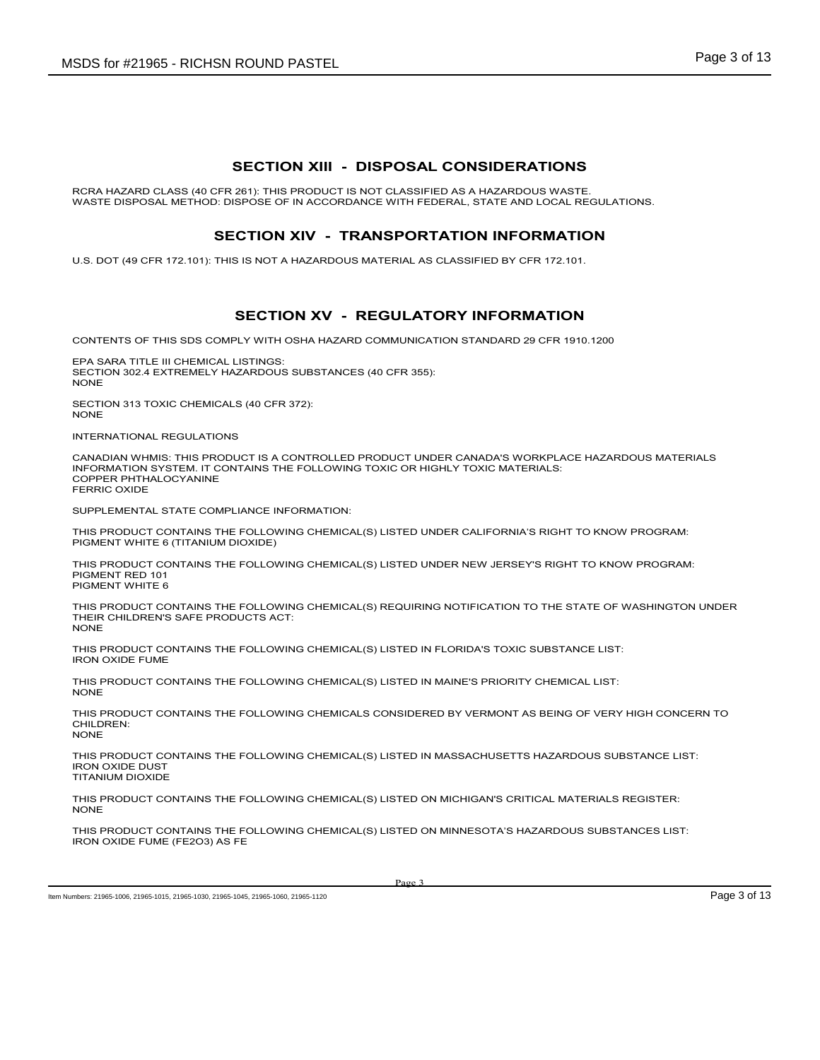## SECTION XIII - DISPOSAL CONSIDERATIONS

RCRA HAZARD CLASS (40 CFR 261): THIS PRODUCT IS NOT CLASSIFIED AS A HAZARDOUS WASTE.
WASTE DISPOSAL METHOD: DISPOSE OF IN ACCORDANCE WITH FEDERAL, STATE AND LOCAL REGULATIONS.

## SECTION XIV - TRANSPORTATION INFORMATION

U.S. DOT (49 CFR 172.101): THIS IS NOT A HAZARDOUS MATERIAL AS CLASSIFIED BY CFR 172.101.

## SECTION XV - REGULATORY INFORMATION

CONTENTS OF THIS SDS COMPLY WITH OSHA HAZARD COMMUNICATION STANDARD 29 CFR 1910.1200

EPA SARA TITLE III CHEMICAL LISTINGS:
SECTION 302.4 EXTREMELY HAZARDOUS SUBSTANCES (40 CFR 355):
NONE

SECTION 313 TOXIC CHEMICALS (40 CFR 372):
NONE

INTERNATIONAL REGULATIONS

CANADIAN WHMIS: THIS PRODUCT IS A CONTROLLED PRODUCT UNDER CANADA'S WORKPLACE HAZARDOUS MATERIALS INFORMATION SYSTEM. IT CONTAINS THE FOLLOWING TOXIC OR HIGHLY TOXIC MATERIALS:
COPPER PHTHALOCYANINE
FERRIC OXIDE

SUPPLEMENTAL STATE COMPLIANCE INFORMATION:

THIS PRODUCT CONTAINS THE FOLLOWING CHEMICAL(S) LISTED UNDER CALIFORNIA'S RIGHT TO KNOW PROGRAM:
PIGMENT WHITE 6 (TITANIUM DIOXIDE)

THIS PRODUCT CONTAINS THE FOLLOWING CHEMICAL(S) LISTED UNDER NEW JERSEY'S RIGHT TO KNOW PROGRAM:
PIGMENT RED 101
PIGMENT WHITE 6

THIS PRODUCT CONTAINS THE FOLLOWING CHEMICAL(S) REQUIRING NOTIFICATION TO THE STATE OF WASHINGTON UNDER THEIR CHILDREN'S SAFE PRODUCTS ACT:
NONE

THIS PRODUCT CONTAINS THE FOLLOWING CHEMICAL(S) LISTED IN FLORIDA'S TOXIC SUBSTANCE LIST:
IRON OXIDE FUME

THIS PRODUCT CONTAINS THE FOLLOWING CHEMICAL(S) LISTED IN MAINE'S PRIORITY CHEMICAL LIST:
NONE

THIS PRODUCT CONTAINS THE FOLLOWING CHEMICALS CONSIDERED BY VERMONT AS BEING OF VERY HIGH CONCERN TO CHILDREN:
NONE

THIS PRODUCT CONTAINS THE FOLLOWING CHEMICAL(S) LISTED IN MASSACHUSETTS HAZARDOUS SUBSTANCE LIST:
IRON OXIDE DUST
TITANIUM DIOXIDE

THIS PRODUCT CONTAINS THE FOLLOWING CHEMICAL(S) LISTED ON MICHIGAN'S CRITICAL MATERIALS REGISTER:
NONE

THIS PRODUCT CONTAINS THE FOLLOWING CHEMICAL(S) LISTED ON MINNESOTA'S HAZARDOUS SUBSTANCES LIST:
IRON OXIDE FUME ($FE_2O_3$) AS FE

Item Numbers: 21965-1006, 21965-1015, 21965-1030, 21965-1045, 21965-1060, 21965-1120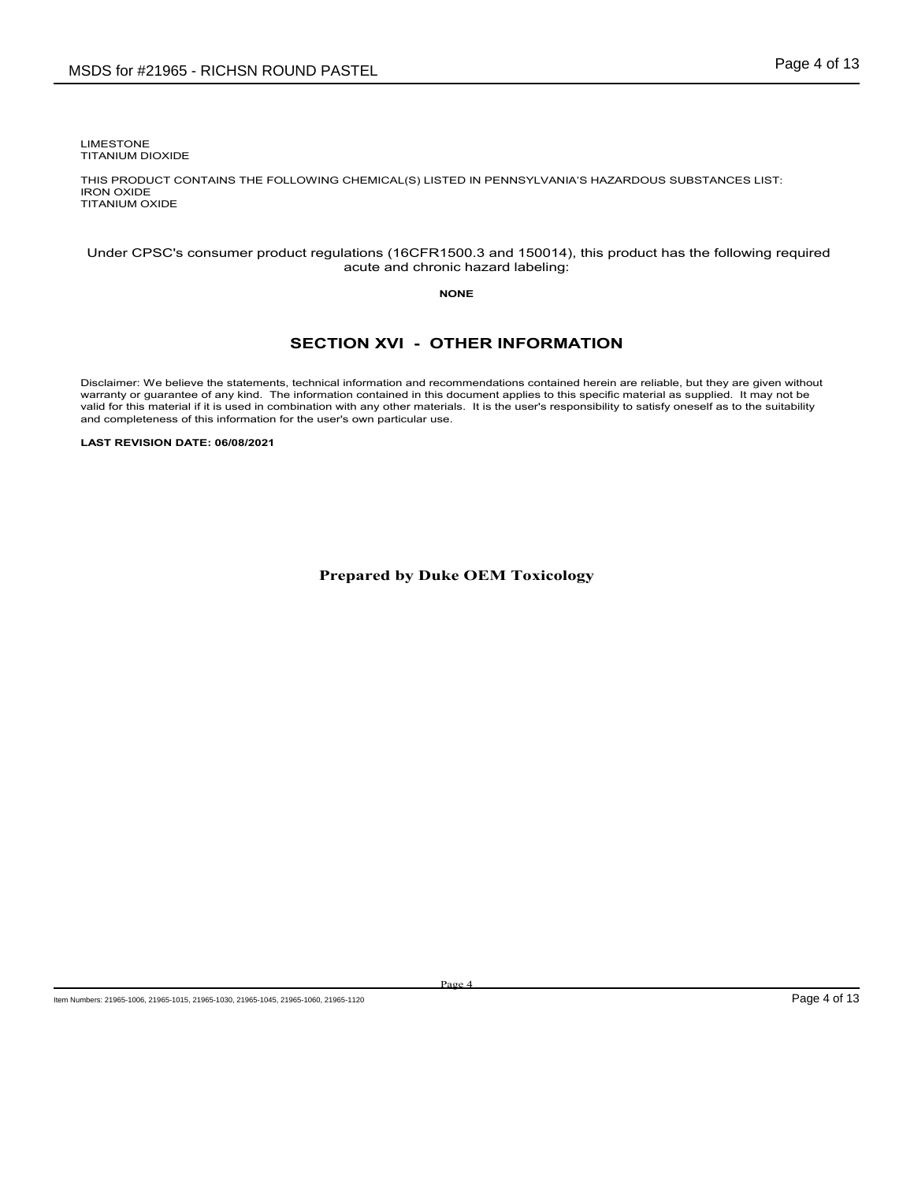LIMESTONE
TITANIUM DIOXIDE

THIS PRODUCT CONTAINS THE FOLLOWING CHEMICAL(S) LISTED IN PENNSYLVANIA'S HAZARDOUS SUBSTANCES LIST:
IRON OXIDE
TITANIUM OXIDE

Under CPSC's consumer product regulations (16CFR1500.3 and 150014), this product has the following required acute and chronic hazard labeling:

**NONE**

## SECTION XVI - OTHER INFORMATION

Disclaimer: We believe the statements, technical information and recommendations contained herein are reliable, but they are given without warranty or guarantee of any kind. The information contained in this document applies to this specific material as supplied. It may not be valid for this material if it is used in combination with any other materials. It is the user's responsibility to satisfy oneself as to the suitability and completeness of this information for the user's own particular use.

**LAST REVISION DATE: 06/08/2021**

**Prepared by Duke OEM Toxicology**

Item Numbers: 21965-1006, 21965-1015, 21965-1030, 21965-1045, 21965-1060, 21965-1120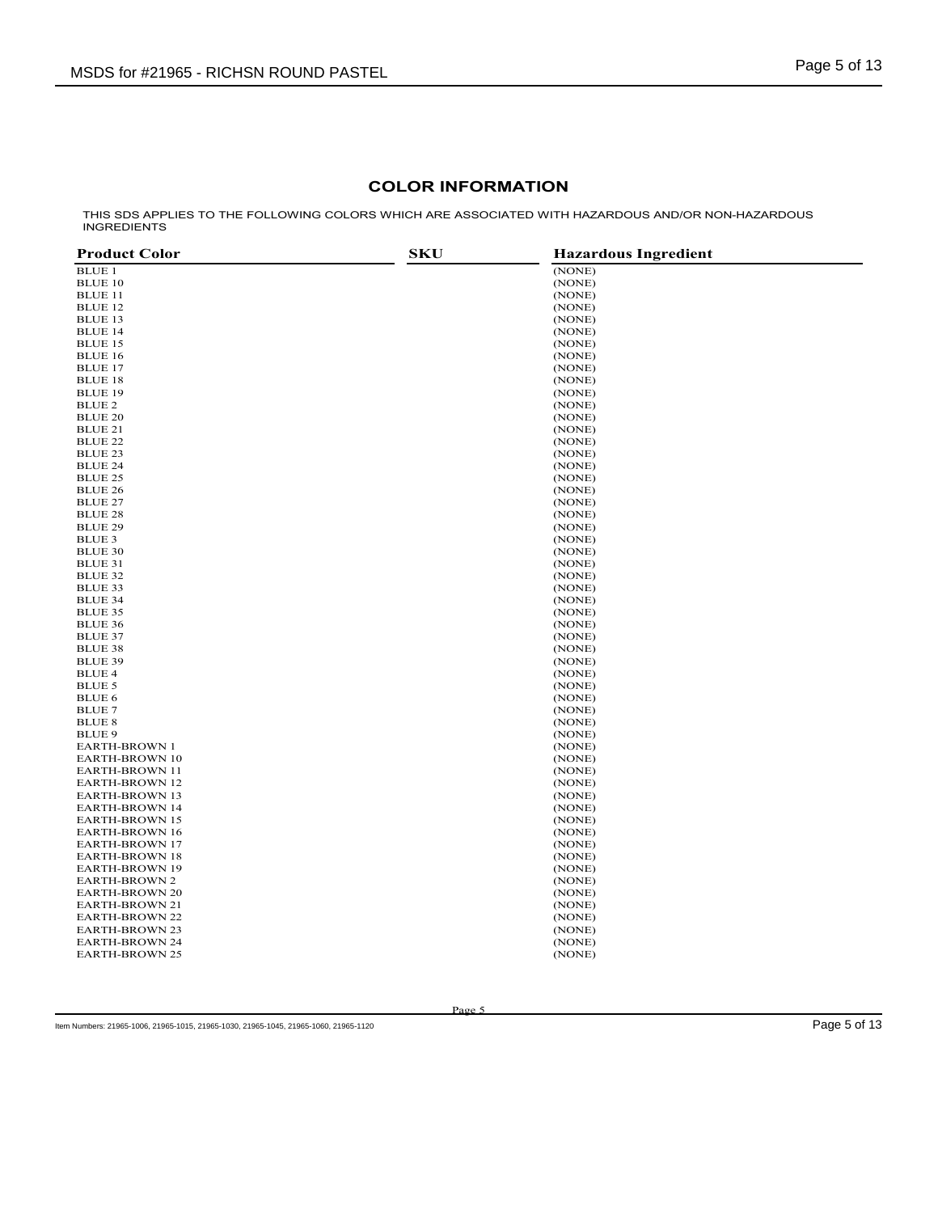## COLOR INFORMATION

THIS SDS APPLIES TO THE FOLLOWING COLORS WHICH ARE ASSOCIATED WITH HAZARDOUS AND/OR NON-HAZARDOUS INGREDIENTS

| Product Color | SKU | Hazardous Ingredient |
|---|---|---|
| BLUE 1 | | (NONE) |
| BLUE 10 | | (NONE) |
| BLUE 11 | | (NONE) |
| BLUE 12 | | (NONE) |
| BLUE 13 | | (NONE) |
| BLUE 14 | | (NONE) |
| BLUE 15 | | (NONE) |
| BLUE 16 | | (NONE) |
| BLUE 17 | | (NONE) |
| BLUE 18 | | (NONE) |
| BLUE 19 | | (NONE) |
| BLUE 2 | | (NONE) |
| BLUE 20 | | (NONE) |
| BLUE 21 | | (NONE) |
| BLUE 22 | | (NONE) |
| BLUE 23 | | (NONE) |
| BLUE 24 | | (NONE) |
| BLUE 25 | | (NONE) |
| BLUE 26 | | (NONE) |
| BLUE 27 | | (NONE) |
| BLUE 28 | | (NONE) |
| BLUE 29 | | (NONE) |
| BLUE 3 | | (NONE) |
| BLUE 30 | | (NONE) |
| BLUE 31 | | (NONE) |
| BLUE 32 | | (NONE) |
| BLUE 33 | | (NONE) |
| BLUE 34 | | (NONE) |
| BLUE 35 | | (NONE) |
| BLUE 36 | | (NONE) |
| BLUE 37 | | (NONE) |
| BLUE 38 | | (NONE) |
| BLUE 39 | | (NONE) |
| BLUE 4 | | (NONE) |
| BLUE 5 | | (NONE) |
| BLUE 6 | | (NONE) |
| BLUE 7 | | (NONE) |
| BLUE 8 | | (NONE) |
| BLUE 9 | | (NONE) |
| EARTH-BROWN 1 | | (NONE) |
| EARTH-BROWN 10 | | (NONE) |
| EARTH-BROWN 11 | | (NONE) |
| EARTH-BROWN 12 | | (NONE) |
| EARTH-BROWN 13 | | (NONE) |
| EARTH-BROWN 14 | | (NONE) |
| EARTH-BROWN 15 | | (NONE) |
| EARTH-BROWN 16 | | (NONE) |
| EARTH-BROWN 17 | | (NONE) |
| EARTH-BROWN 18 | | (NONE) |
| EARTH-BROWN 19 | | (NONE) |
| EARTH-BROWN 2 | | (NONE) |
| EARTH-BROWN 20 | | (NONE) |
| EARTH-BROWN 21 | | (NONE) |
| EARTH-BROWN 22 | | (NONE) |
| EARTH-BROWN 23 | | (NONE) |
| EARTH-BROWN 24 | | (NONE) |
| EARTH-BROWN 25 | | (NONE) |

Item Numbers: 21965-1006, 21965-1015, 21965-1030, 21965-1045, 21965-1060, 21965-1120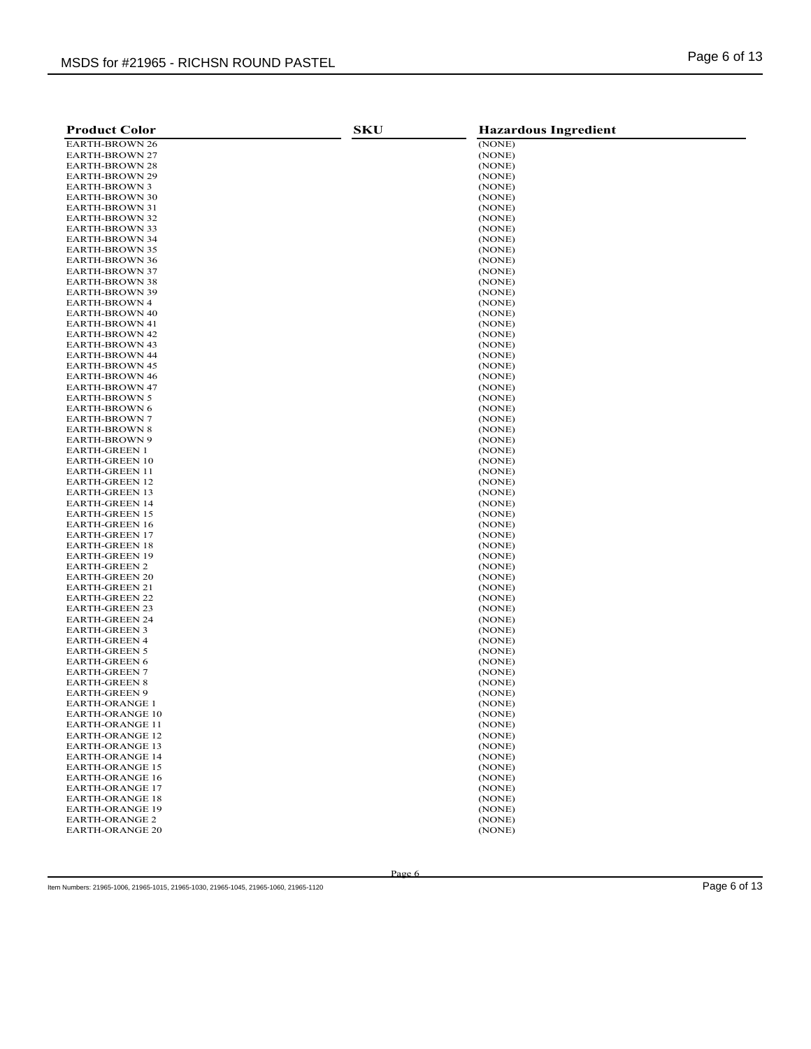| Product Color | SKU | Hazardous Ingredient |
|---|---|---|
| EARTH-BROWN 26 | | (NONE) |
| EARTH-BROWN 27 | | (NONE) |
| EARTH-BROWN 28 | | (NONE) |
| EARTH-BROWN 29 | | (NONE) |
| EARTH-BROWN 3 | | (NONE) |
| EARTH-BROWN 30 | | (NONE) |
| EARTH-BROWN 31 | | (NONE) |
| EARTH-BROWN 32 | | (NONE) |
| EARTH-BROWN 33 | | (NONE) |
| EARTH-BROWN 34 | | (NONE) |
| EARTH-BROWN 35 | | (NONE) |
| EARTH-BROWN 36 | | (NONE) |
| EARTH-BROWN 37 | | (NONE) |
| EARTH-BROWN 38 | | (NONE) |
| EARTH-BROWN 39 | | (NONE) |
| EARTH-BROWN 4 | | (NONE) |
| EARTH-BROWN 40 | | (NONE) |
| EARTH-BROWN 41 | | (NONE) |
| EARTH-BROWN 42 | | (NONE) |
| EARTH-BROWN 43 | | (NONE) |
| EARTH-BROWN 44 | | (NONE) |
| EARTH-BROWN 45 | | (NONE) |
| EARTH-BROWN 46 | | (NONE) |
| EARTH-BROWN 47 | | (NONE) |
| EARTH-BROWN 5 | | (NONE) |
| EARTH-BROWN 6 | | (NONE) |
| EARTH-BROWN 7 | | (NONE) |
| EARTH-BROWN 8 | | (NONE) |
| EARTH-BROWN 9 | | (NONE) |
| EARTH-GREEN 1 | | (NONE) |
| EARTH-GREEN 10 | | (NONE) |
| EARTH-GREEN 11 | | (NONE) |
| EARTH-GREEN 12 | | (NONE) |
| EARTH-GREEN 13 | | (NONE) |
| EARTH-GREEN 14 | | (NONE) |
| EARTH-GREEN 15 | | (NONE) |
| EARTH-GREEN 16 | | (NONE) |
| EARTH-GREEN 17 | | (NONE) |
| EARTH-GREEN 18 | | (NONE) |
| EARTH-GREEN 19 | | (NONE) |
| EARTH-GREEN 2 | | (NONE) |
| EARTH-GREEN 20 | | (NONE) |
| EARTH-GREEN 21 | | (NONE) |
| EARTH-GREEN 22 | | (NONE) |
| EARTH-GREEN 23 | | (NONE) |
| EARTH-GREEN 24 | | (NONE) |
| EARTH-GREEN 3 | | (NONE) |
| EARTH-GREEN 4 | | (NONE) |
| EARTH-GREEN 5 | | (NONE) |
| EARTH-GREEN 6 | | (NONE) |
| EARTH-GREEN 7 | | (NONE) |
| EARTH-GREEN 8 | | (NONE) |
| EARTH-GREEN 9 | | (NONE) |
| EARTH-ORANGE 1 | | (NONE) |
| EARTH-ORANGE 10 | | (NONE) |
| EARTH-ORANGE 11 | | (NONE) |
| EARTH-ORANGE 12 | | (NONE) |
| EARTH-ORANGE 13 | | (NONE) |
| EARTH-ORANGE 14 | | (NONE) |
| EARTH-ORANGE 15 | | (NONE) |
| EARTH-ORANGE 16 | | (NONE) |
| EARTH-ORANGE 17 | | (NONE) |
| EARTH-ORANGE 18 | | (NONE) |
| EARTH-ORANGE 19 | | (NONE) |
| EARTH-ORANGE 2 | | (NONE) |
| EARTH-ORANGE 20 | | (NONE) |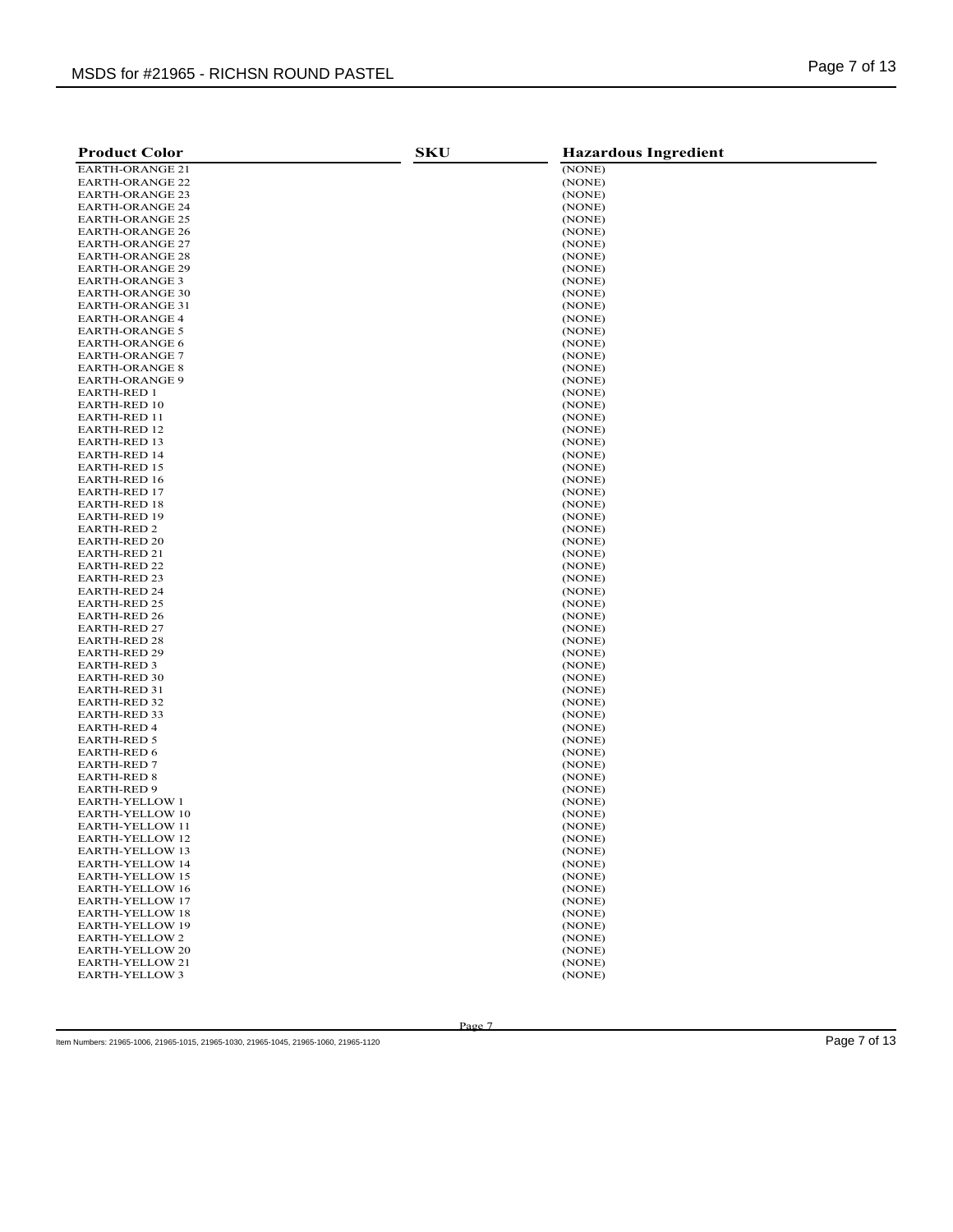| Product Color | SKU | Hazardous Ingredient |
|---|---|---|
| EARTH-ORANGE 21 | | (NONE) |
| EARTH-ORANGE 22 | | (NONE) |
| EARTH-ORANGE 23 | | (NONE) |
| EARTH-ORANGE 24 | | (NONE) |
| EARTH-ORANGE 25 | | (NONE) |
| EARTH-ORANGE 26 | | (NONE) |
| EARTH-ORANGE 27 | | (NONE) |
| EARTH-ORANGE 28 | | (NONE) |
| EARTH-ORANGE 29 | | (NONE) |
| EARTH-ORANGE 3 | | (NONE) |
| EARTH-ORANGE 30 | | (NONE) |
| EARTH-ORANGE 31 | | (NONE) |
| EARTH-ORANGE 4 | | (NONE) |
| EARTH-ORANGE 5 | | (NONE) |
| EARTH-ORANGE 6 | | (NONE) |
| EARTH-ORANGE 7 | | (NONE) |
| EARTH-ORANGE 8 | | (NONE) |
| EARTH-ORANGE 9 | | (NONE) |
| EARTH-RED 1 | | (NONE) |
| EARTH-RED 10 | | (NONE) |
| EARTH-RED 11 | | (NONE) |
| EARTH-RED 12 | | (NONE) |
| EARTH-RED 13 | | (NONE) |
| EARTH-RED 14 | | (NONE) |
| EARTH-RED 15 | | (NONE) |
| EARTH-RED 16 | | (NONE) |
| EARTH-RED 17 | | (NONE) |
| EARTH-RED 18 | | (NONE) |
| EARTH-RED 19 | | (NONE) |
| EARTH-RED 2 | | (NONE) |
| EARTH-RED 20 | | (NONE) |
| EARTH-RED 21 | | (NONE) |
| EARTH-RED 22 | | (NONE) |
| EARTH-RED 23 | | (NONE) |
| EARTH-RED 24 | | (NONE) |
| EARTH-RED 25 | | (NONE) |
| EARTH-RED 26 | | (NONE) |
| EARTH-RED 27 | | (NONE) |
| EARTH-RED 28 | | (NONE) |
| EARTH-RED 29 | | (NONE) |
| EARTH-RED 3 | | (NONE) |
| EARTH-RED 30 | | (NONE) |
| EARTH-RED 31 | | (NONE) |
| EARTH-RED 32 | | (NONE) |
| EARTH-RED 33 | | (NONE) |
| EARTH-RED 4 | | (NONE) |
| EARTH-RED 5 | | (NONE) |
| EARTH-RED 6 | | (NONE) |
| EARTH-RED 7 | | (NONE) |
| EARTH-RED 8 | | (NONE) |
| EARTH-RED 9 | | (NONE) |
| EARTH-YELLOW 1 | | (NONE) |
| EARTH-YELLOW 10 | | (NONE) |
| EARTH-YELLOW 11 | | (NONE) |
| EARTH-YELLOW 12 | | (NONE) |
| EARTH-YELLOW 13 | | (NONE) |
| EARTH-YELLOW 14 | | (NONE) |
| EARTH-YELLOW 15 | | (NONE) |
| EARTH-YELLOW 16 | | (NONE) |
| EARTH-YELLOW 17 | | (NONE) |
| EARTH-YELLOW 18 | | (NONE) |
| EARTH-YELLOW 19 | | (NONE) |
| EARTH-YELLOW 2 | | (NONE) |
| EARTH-YELLOW 20 | | (NONE) |
| EARTH-YELLOW 21 | | (NONE) |
| EARTH-YELLOW 3 | | (NONE) |

Item Numbers: 21965-1006, 21965-1015, 21965-1030, 21965-1045, 21965-1060, 21965-1120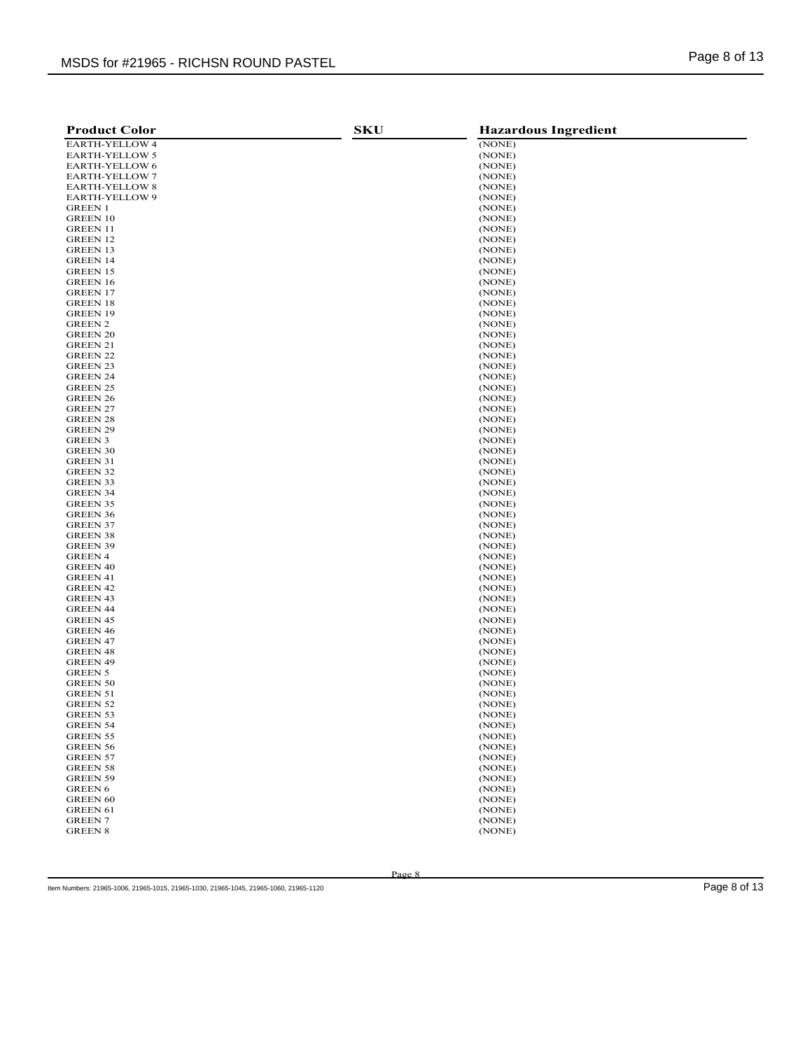| Product Color | SKU | Hazardous Ingredient |
| --- | --- | --- |
| EARTH-YELLOW 4 | | (NONE) |
| EARTH-YELLOW 5 | | (NONE) |
| EARTH-YELLOW 6 | | (NONE) |
| EARTH-YELLOW 7 | | (NONE) |
| EARTH-YELLOW 8 | | (NONE) |
| EARTH-YELLOW 9 | | (NONE) |
| GREEN 1 | | (NONE) |
| GREEN 10 | | (NONE) |
| GREEN 11 | | (NONE) |
| GREEN 12 | | (NONE) |
| GREEN 13 | | (NONE) |
| GREEN 14 | | (NONE) |
| GREEN 15 | | (NONE) |
| GREEN 16 | | (NONE) |
| GREEN 17 | | (NONE) |
| GREEN 18 | | (NONE) |
| GREEN 19 | | (NONE) |
| GREEN 2 | | (NONE) |
| GREEN 20 | | (NONE) |
| GREEN 21 | | (NONE) |
| GREEN 22 | | (NONE) |
| GREEN 23 | | (NONE) |
| GREEN 24 | | (NONE) |
| GREEN 25 | | (NONE) |
| GREEN 26 | | (NONE) |
| GREEN 27 | | (NONE) |
| GREEN 28 | | (NONE) |
| GREEN 29 | | (NONE) |
| GREEN 3 | | (NONE) |
| GREEN 30 | | (NONE) |
| GREEN 31 | | (NONE) |
| GREEN 32 | | (NONE) |
| GREEN 33 | | (NONE) |
| GREEN 34 | | (NONE) |
| GREEN 35 | | (NONE) |
| GREEN 36 | | (NONE) |
| GREEN 37 | | (NONE) |
| GREEN 38 | | (NONE) |
| GREEN 39 | | (NONE) |
| GREEN 4 | | (NONE) |
| GREEN 40 | | (NONE) |
| GREEN 41 | | (NONE) |
| GREEN 42 | | (NONE) |
| GREEN 43 | | (NONE) |
| GREEN 44 | | (NONE) |
| GREEN 45 | | (NONE) |
| GREEN 46 | | (NONE) |
| GREEN 47 | | (NONE) |
| GREEN 48 | | (NONE) |
| GREEN 49 | | (NONE) |
| GREEN 5 | | (NONE) |
| GREEN 50 | | (NONE) |
| GREEN 51 | | (NONE) |
| GREEN 52 | | (NONE) |
| GREEN 53 | | (NONE) |
| GREEN 54 | | (NONE) |
| GREEN 55 | | (NONE) |
| GREEN 56 | | (NONE) |
| GREEN 57 | | (NONE) |
| GREEN 58 | | (NONE) |
| GREEN 59 | | (NONE) |
| GREEN 6 | | (NONE) |
| GREEN 60 | | (NONE) |
| GREEN 61 | | (NONE) |
| GREEN 7 | | (NONE) |
| GREEN 8 | | (NONE) |

Item Numbers: 21965-1006, 21965-1015, 21965-1030, 21965-1045, 21965-1060, 21965-1120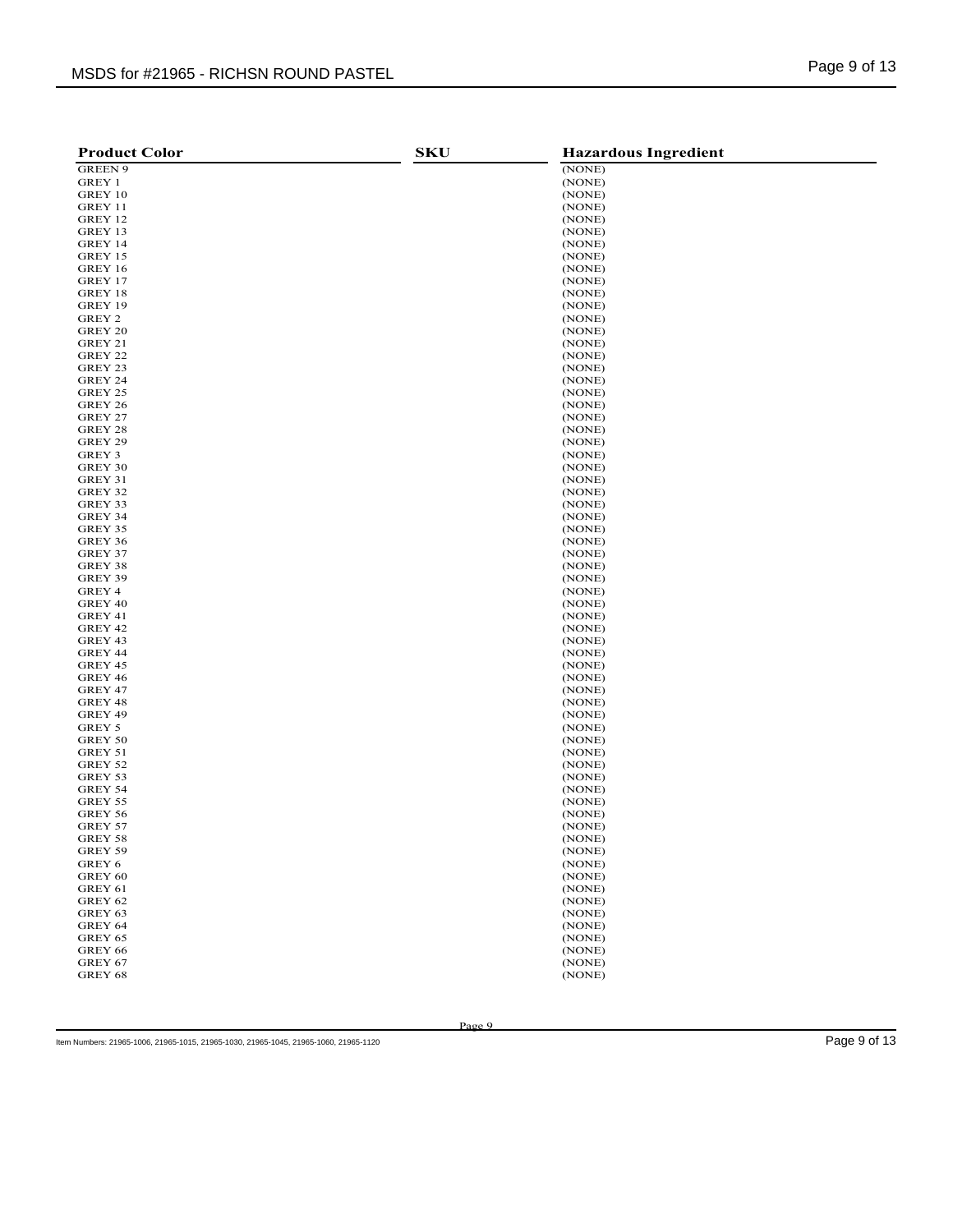| Product Color | SKU | Hazardous Ingredient |
|---|---|---|
| GREEN 9 | | (NONE) |
| GREY 1 | | (NONE) |
| GREY 10 | | (NONE) |
| GREY 11 | | (NONE) |
| GREY 12 | | (NONE) |
| GREY 13 | | (NONE) |
| GREY 14 | | (NONE) |
| GREY 15 | | (NONE) |
| GREY 16 | | (NONE) |
| GREY 17 | | (NONE) |
| GREY 18 | | (NONE) |
| GREY 19 | | (NONE) |
| GREY 2 | | (NONE) |
| GREY 20 | | (NONE) |
| GREY 21 | | (NONE) |
| GREY 22 | | (NONE) |
| GREY 23 | | (NONE) |
| GREY 24 | | (NONE) |
| GREY 25 | | (NONE) |
| GREY 26 | | (NONE) |
| GREY 27 | | (NONE) |
| GREY 28 | | (NONE) |
| GREY 29 | | (NONE) |
| GREY 3 | | (NONE) |
| GREY 30 | | (NONE) |
| GREY 31 | | (NONE) |
| GREY 32 | | (NONE) |
| GREY 33 | | (NONE) |
| GREY 34 | | (NONE) |
| GREY 35 | | (NONE) |
| GREY 36 | | (NONE) |
| GREY 37 | | (NONE) |
| GREY 38 | | (NONE) |
| GREY 39 | | (NONE) |
| GREY 4 | | (NONE) |
| GREY 40 | | (NONE) |
| GREY 41 | | (NONE) |
| GREY 42 | | (NONE) |
| GREY 43 | | (NONE) |
| GREY 44 | | (NONE) |
| GREY 45 | | (NONE) |
| GREY 46 | | (NONE) |
| GREY 47 | | (NONE) |
| GREY 48 | | (NONE) |
| GREY 49 | | (NONE) |
| GREY 5 | | (NONE) |
| GREY 50 | | (NONE) |
| GREY 51 | | (NONE) |
| GREY 52 | | (NONE) |
| GREY 53 | | (NONE) |
| GREY 54 | | (NONE) |
| GREY 55 | | (NONE) |
| GREY 56 | | (NONE) |
| GREY 57 | | (NONE) |
| GREY 58 | | (NONE) |
| GREY 59 | | (NONE) |
| GREY 6 | | (NONE) |
| GREY 60 | | (NONE) |
| GREY 61 | | (NONE) |
| GREY 62 | | (NONE) |
| GREY 63 | | (NONE) |
| GREY 64 | | (NONE) |
| GREY 65 | | (NONE) |
| GREY 66 | | (NONE) |
| GREY 67 | | (NONE) |
| GREY 68 | | (NONE) |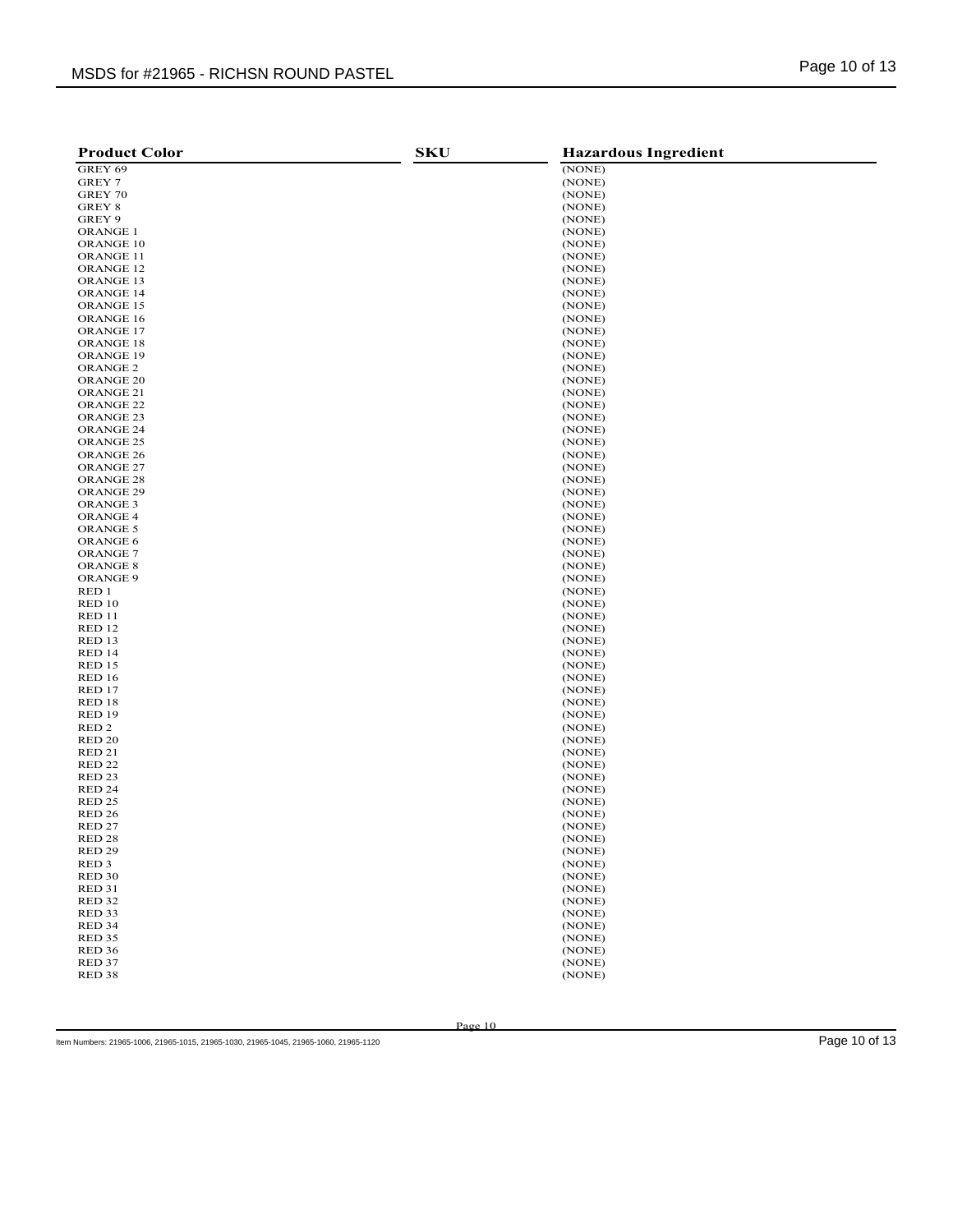| Product Color | SKU | Hazardous Ingredient |
|---|---|---|
| GREY 69 | | (NONE) |
| GREY 7 | | (NONE) |
| GREY 70 | | (NONE) |
| GREY 8 | | (NONE) |
| GREY 9 | | (NONE) |
| ORANGE 1 | | (NONE) |
| ORANGE 10 | | (NONE) |
| ORANGE 11 | | (NONE) |
| ORANGE 12 | | (NONE) |
| ORANGE 13 | | (NONE) |
| ORANGE 14 | | (NONE) |
| ORANGE 15 | | (NONE) |
| ORANGE 16 | | (NONE) |
| ORANGE 17 | | (NONE) |
| ORANGE 18 | | (NONE) |
| ORANGE 19 | | (NONE) |
| ORANGE 2 | | (NONE) |
| ORANGE 20 | | (NONE) |
| ORANGE 21 | | (NONE) |
| ORANGE 22 | | (NONE) |
| ORANGE 23 | | (NONE) |
| ORANGE 24 | | (NONE) |
| ORANGE 25 | | (NONE) |
| ORANGE 26 | | (NONE) |
| ORANGE 27 | | (NONE) |
| ORANGE 28 | | (NONE) |
| ORANGE 29 | | (NONE) |
| ORANGE 3 | | (NONE) |
| ORANGE 4 | | (NONE) |
| ORANGE 5 | | (NONE) |
| ORANGE 6 | | (NONE) |
| ORANGE 7 | | (NONE) |
| ORANGE 8 | | (NONE) |
| ORANGE 9 | | (NONE) |
| RED 1 | | (NONE) |
| RED 10 | | (NONE) |
| RED 11 | | (NONE) |
| RED 12 | | (NONE) |
| RED 13 | | (NONE) |
| RED 14 | | (NONE) |
| RED 15 | | (NONE) |
| RED 16 | | (NONE) |
| RED 17 | | (NONE) |
| RED 18 | | (NONE) |
| RED 19 | | (NONE) |
| RED 2 | | (NONE) |
| RED 20 | | (NONE) |
| RED 21 | | (NONE) |
| RED 22 | | (NONE) |
| RED 23 | | (NONE) |
| RED 24 | | (NONE) |
| RED 25 | | (NONE) |
| RED 26 | | (NONE) |
| RED 27 | | (NONE) |
| RED 28 | | (NONE) |
| RED 29 | | (NONE) |
| RED 3 | | (NONE) |
| RED 30 | | (NONE) |
| RED 31 | | (NONE) |
| RED 32 | | (NONE) |
| RED 33 | | (NONE) |
| RED 34 | | (NONE) |
| RED 35 | | (NONE) |
| RED 36 | | (NONE) |
| RED 37 | | (NONE) |
| RED 38 | | (NONE) |

Item Numbers: 21965-1006, 21965-1015, 21965-1030, 21965-1045, 21965-1060, 21965-1120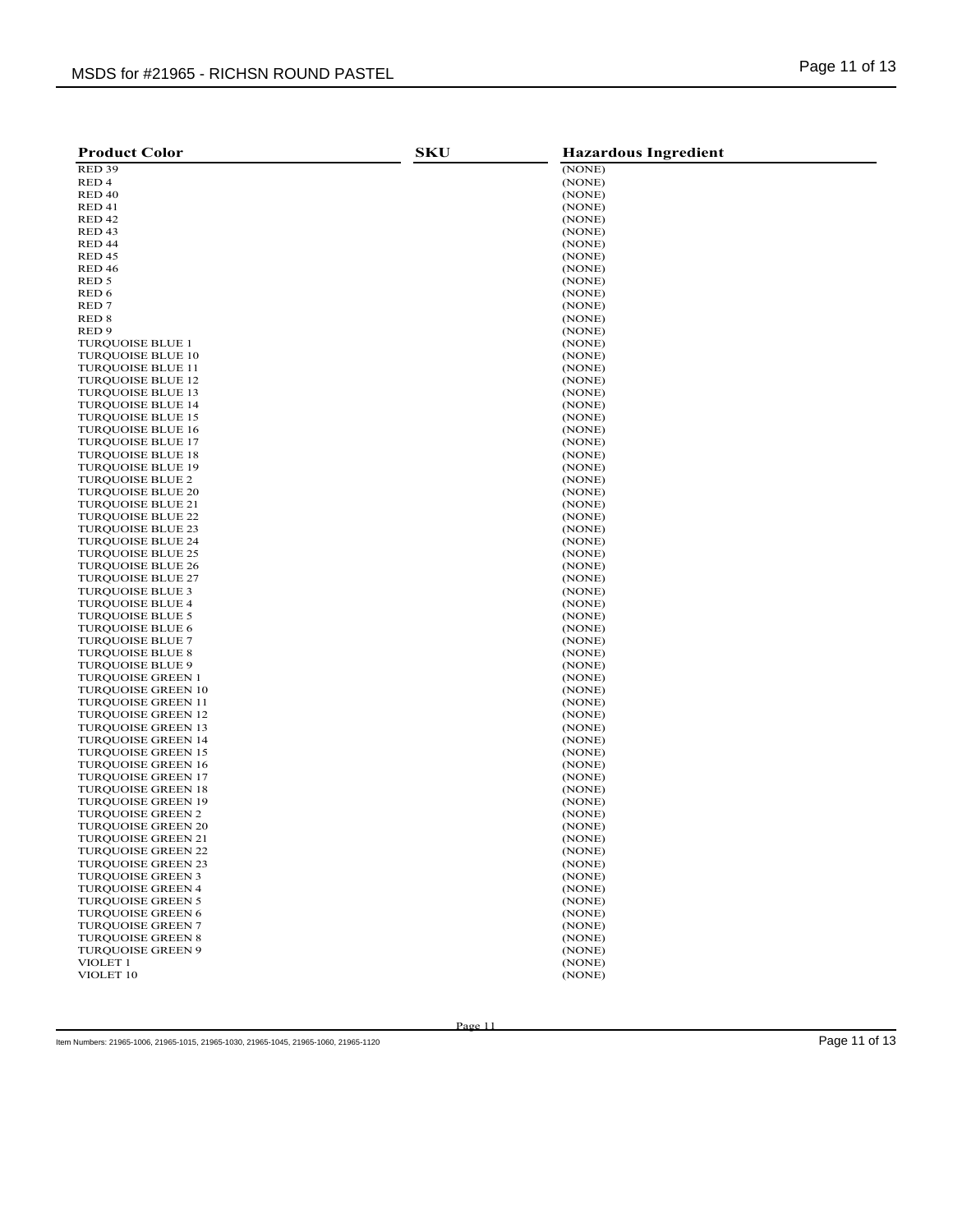| Product Color | SKU | Hazardous Ingredient |
| --- | --- | --- |
| RED 39 | | (NONE) |
| RED 4 | | (NONE) |
| RED 40 | | (NONE) |
| RED 41 | | (NONE) |
| RED 42 | | (NONE) |
| RED 43 | | (NONE) |
| RED 44 | | (NONE) |
| RED 45 | | (NONE) |
| RED 46 | | (NONE) |
| RED 5 | | (NONE) |
| RED 6 | | (NONE) |
| RED 7 | | (NONE) |
| RED 8 | | (NONE) |
| RED 9 | | (NONE) |
| TURQUOISE BLUE 1 | | (NONE) |
| TURQUOISE BLUE 10 | | (NONE) |
| TURQUOISE BLUE 11 | | (NONE) |
| TURQUOISE BLUE 12 | | (NONE) |
| TURQUOISE BLUE 13 | | (NONE) |
| TURQUOISE BLUE 14 | | (NONE) |
| TURQUOISE BLUE 15 | | (NONE) |
| TURQUOISE BLUE 16 | | (NONE) |
| TURQUOISE BLUE 17 | | (NONE) |
| TURQUOISE BLUE 18 | | (NONE) |
| TURQUOISE BLUE 19 | | (NONE) |
| TURQUOISE BLUE 2 | | (NONE) |
| TURQUOISE BLUE 20 | | (NONE) |
| TURQUOISE BLUE 21 | | (NONE) |
| TURQUOISE BLUE 22 | | (NONE) |
| TURQUOISE BLUE 23 | | (NONE) |
| TURQUOISE BLUE 24 | | (NONE) |
| TURQUOISE BLUE 25 | | (NONE) |
| TURQUOISE BLUE 26 | | (NONE) |
| TURQUOISE BLUE 27 | | (NONE) |
| TURQUOISE BLUE 3 | | (NONE) |
| TURQUOISE BLUE 4 | | (NONE) |
| TURQUOISE BLUE 5 | | (NONE) |
| TURQUOISE BLUE 6 | | (NONE) |
| TURQUOISE BLUE 7 | | (NONE) |
| TURQUOISE BLUE 8 | | (NONE) |
| TURQUOISE BLUE 9 | | (NONE) |
| TURQUOISE GREEN 1 | | (NONE) |
| TURQUOISE GREEN 10 | | (NONE) |
| TURQUOISE GREEN 11 | | (NONE) |
| TURQUOISE GREEN 12 | | (NONE) |
| TURQUOISE GREEN 13 | | (NONE) |
| TURQUOISE GREEN 14 | | (NONE) |
| TURQUOISE GREEN 15 | | (NONE) |
| TURQUOISE GREEN 16 | | (NONE) |
| TURQUOISE GREEN 17 | | (NONE) |
| TURQUOISE GREEN 18 | | (NONE) |
| TURQUOISE GREEN 19 | | (NONE) |
| TURQUOISE GREEN 2 | | (NONE) |
| TURQUOISE GREEN 20 | | (NONE) |
| TURQUOISE GREEN 21 | | (NONE) |
| TURQUOISE GREEN 22 | | (NONE) |
| TURQUOISE GREEN 23 | | (NONE) |
| TURQUOISE GREEN 3 | | (NONE) |
| TURQUOISE GREEN 4 | | (NONE) |
| TURQUOISE GREEN 5 | | (NONE) |
| TURQUOISE GREEN 6 | | (NONE) |
| TURQUOISE GREEN 7 | | (NONE) |
| TURQUOISE GREEN 8 | | (NONE) |
| TURQUOISE GREEN 9 | | (NONE) |
| VIOLET 1 | | (NONE) |
| VIOLET 10 | | (NONE) |

Item Numbers: 21965-1006, 21965-1015, 21965-1030, 21965-1045, 21965-1060, 21965-1120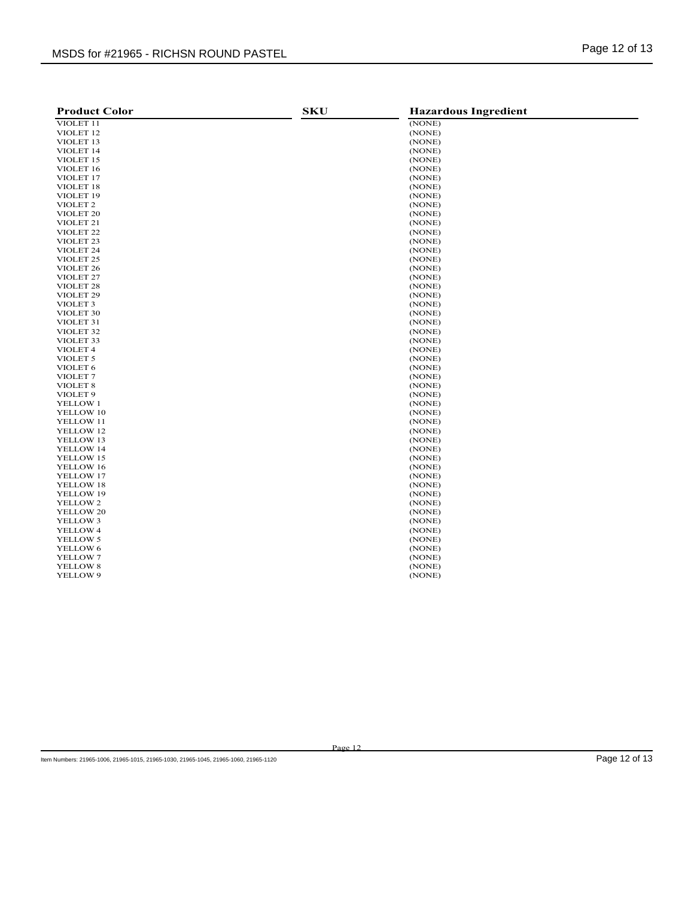| Product Color | SKU | Hazardous Ingredient |
|---|---|---|
| VIOLET 11 | | (NONE) |
| VIOLET 12 | | (NONE) |
| VIOLET 13 | | (NONE) |
| VIOLET 14 | | (NONE) |
| VIOLET 15 | | (NONE) |
| VIOLET 16 | | (NONE) |
| VIOLET 17 | | (NONE) |
| VIOLET 18 | | (NONE) |
| VIOLET 19 | | (NONE) |
| VIOLET 2 | | (NONE) |
| VIOLET 20 | | (NONE) |
| VIOLET 21 | | (NONE) |
| VIOLET 22 | | (NONE) |
| VIOLET 23 | | (NONE) |
| VIOLET 24 | | (NONE) |
| VIOLET 25 | | (NONE) |
| VIOLET 26 | | (NONE) |
| VIOLET 27 | | (NONE) |
| VIOLET 28 | | (NONE) |
| VIOLET 29 | | (NONE) |
| VIOLET 3 | | (NONE) |
| VIOLET 30 | | (NONE) |
| VIOLET 31 | | (NONE) |
| VIOLET 32 | | (NONE) |
| VIOLET 33 | | (NONE) |
| VIOLET 4 | | (NONE) |
| VIOLET 5 | | (NONE) |
| VIOLET 6 | | (NONE) |
| VIOLET 7 | | (NONE) |
| VIOLET 8 | | (NONE) |
| VIOLET 9 | | (NONE) |
| YELLOW 1 | | (NONE) |
| YELLOW 10 | | (NONE) |
| YELLOW 11 | | (NONE) |
| YELLOW 12 | | (NONE) |
| YELLOW 13 | | (NONE) |
| YELLOW 14 | | (NONE) |
| YELLOW 15 | | (NONE) |
| YELLOW 16 | | (NONE) |
| YELLOW 17 | | (NONE) |
| YELLOW 18 | | (NONE) |
| YELLOW 19 | | (NONE) |
| YELLOW 2 | | (NONE) |
| YELLOW 20 | | (NONE) |
| YELLOW 3 | | (NONE) |
| YELLOW 4 | | (NONE) |
| YELLOW 5 | | (NONE) |
| YELLOW 6 | | (NONE) |
| YELLOW 7 | | (NONE) |
| YELLOW 8 | | (NONE) |
| YELLOW 9 | | (NONE) |

Item Numbers: 21965-1006, 21965-1015, 21965-1030, 21965-1045, 21965-1060, 21965-1120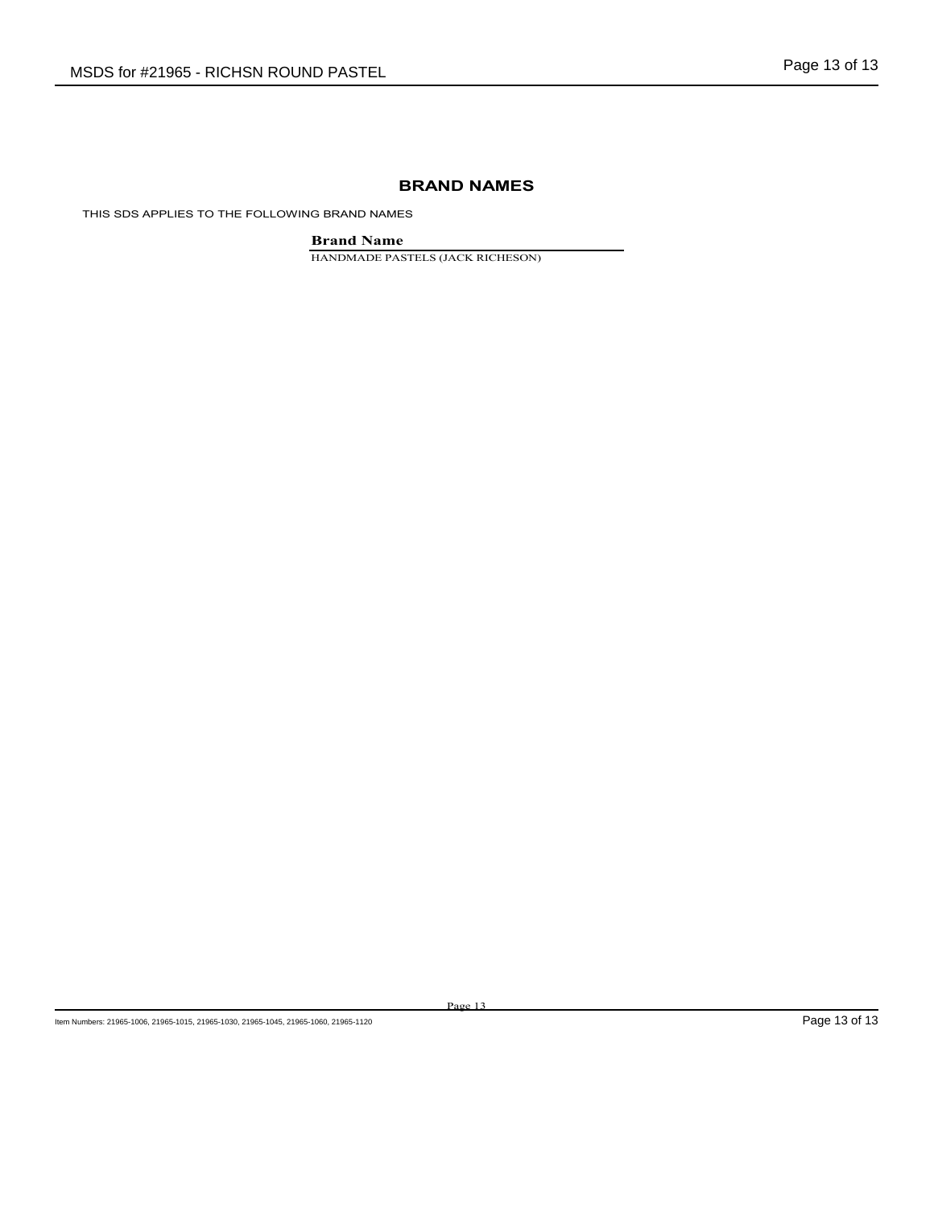## BRAND NAMES

THIS SDS APPLIES TO THE FOLLOWING BRAND NAMES

| Brand Name |
| --- |
| HANDMADE PASTELS (JACK RICHESON) |

Item Numbers: 21965-1006, 21965-1015, 21965-1030, 21965-1045, 21965-1060, 21965-1120